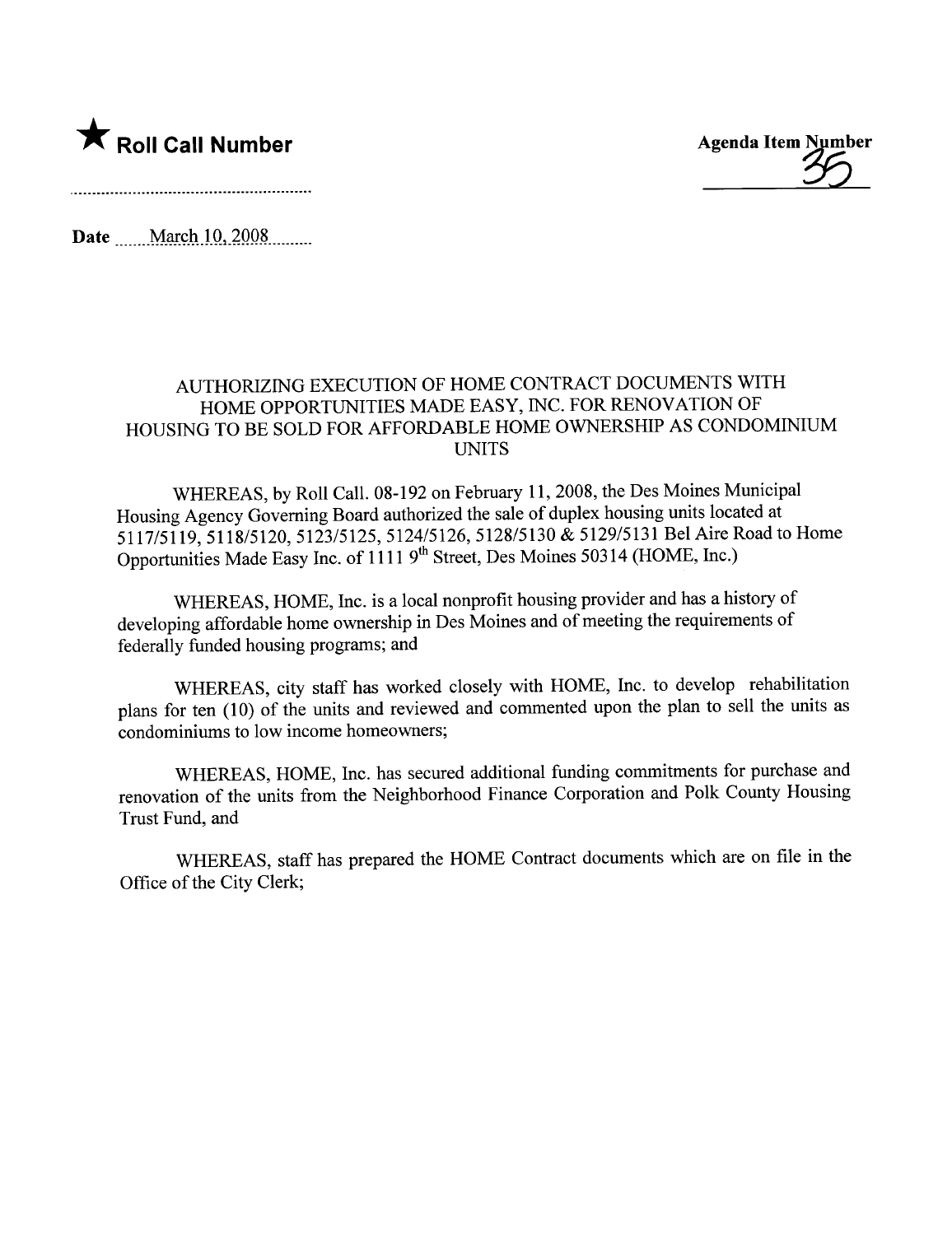★ **Roll Call Number**

**Agenda Item Number**

35

**Date** March 10, 2008

AUTHORIZING EXECUTION OF HOME CONTRACT DOCUMENTS WITH HOME OPPORTUNITIES MADE EASY, INC. FOR RENOVATION OF HOUSING TO BE SOLD FOR AFFORDABLE HOME OWNERSHIP AS CONDOMINIUM UNITS

WHEREAS, by Roll Call. 08-192 on February 11, 2008, the Des Moines Municipal Housing Agency Governing Board authorized the sale of duplex housing units located at 5117/5119, 5118/5120, 5123/5125, 5124/5126, 5128/5130 & 5129/5131 Bel Aire Road to Home Opportunities Made Easy Inc. of 1111 9th Street, Des Moines 50314 (HOME, Inc.)

WHEREAS, HOME, Inc. is a local nonprofit housing provider and has a history of developing affordable home ownership in Des Moines and of meeting the requirements of federally funded housing programs; and

WHEREAS, city staff has worked closely with HOME, Inc. to develop rehabilitation plans for ten (10) of the units and reviewed and commented upon the plan to sell the units as condominiums to low income homeowners;

WHEREAS, HOME, Inc. has secured additional funding commitments for purchase and renovation of the units from the Neighborhood Finance Corporation and Polk County Housing Trust Fund, and

WHEREAS, staff has prepared the HOME Contract documents which are on file in the Office of the City Clerk;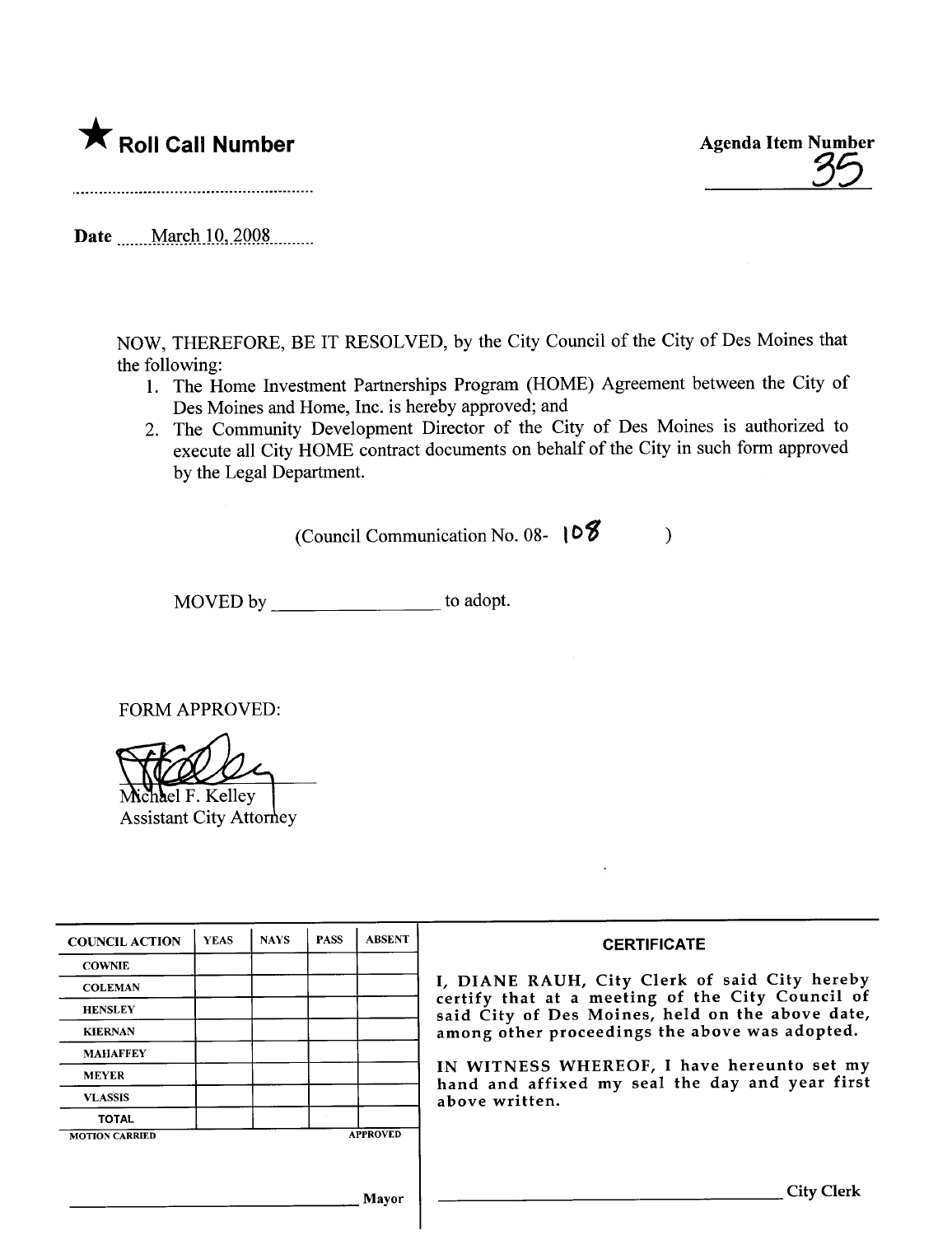★ **Roll Call Number**

Agenda Item Number

35

Date March 10, 2008

NOW, THEREFORE, BE IT RESOLVED, by the City Council of the City of Des Moines that the following:

1. The Home Investment Partnerships Program (HOME) Agreement between the City of Des Moines and Home, Inc. is hereby approved; and
2. The Community Development Director of the City of Des Moines is authorized to execute all City HOME contract documents on behalf of the City in such form approved by the Legal Department.

(Council Communication No. 08- 108 )

MOVED by ________________ to adopt.

FORM APPROVED:

Michael F. Kelley
Assistant City Attorney

| COUNCIL ACTION | YEAS | NAYS | PASS | ABSENT |
|---|---|---|---|---|
| COWNIE | | | | |
| COLEMAN | | | | |
| HENSLEY | | | | |
| KIERNAN | | | | |
| MAHAFFEY | | | | |
| MEYER | | | | |
| VLASSIS | | | | |
| TOTAL | | | | |

MOTION CARRIED APPROVED

________________________ Mayor

**CERTIFICATE**

I, DIANE RAUH, City Clerk of said City hereby certify that at a meeting of the City Council of said City of Des Moines, held on the above date, among other proceedings the above was adopted.

IN WITNESS WHEREOF, I have hereunto set my hand and affixed my seal the day and year first above written.

________________________ City Clerk